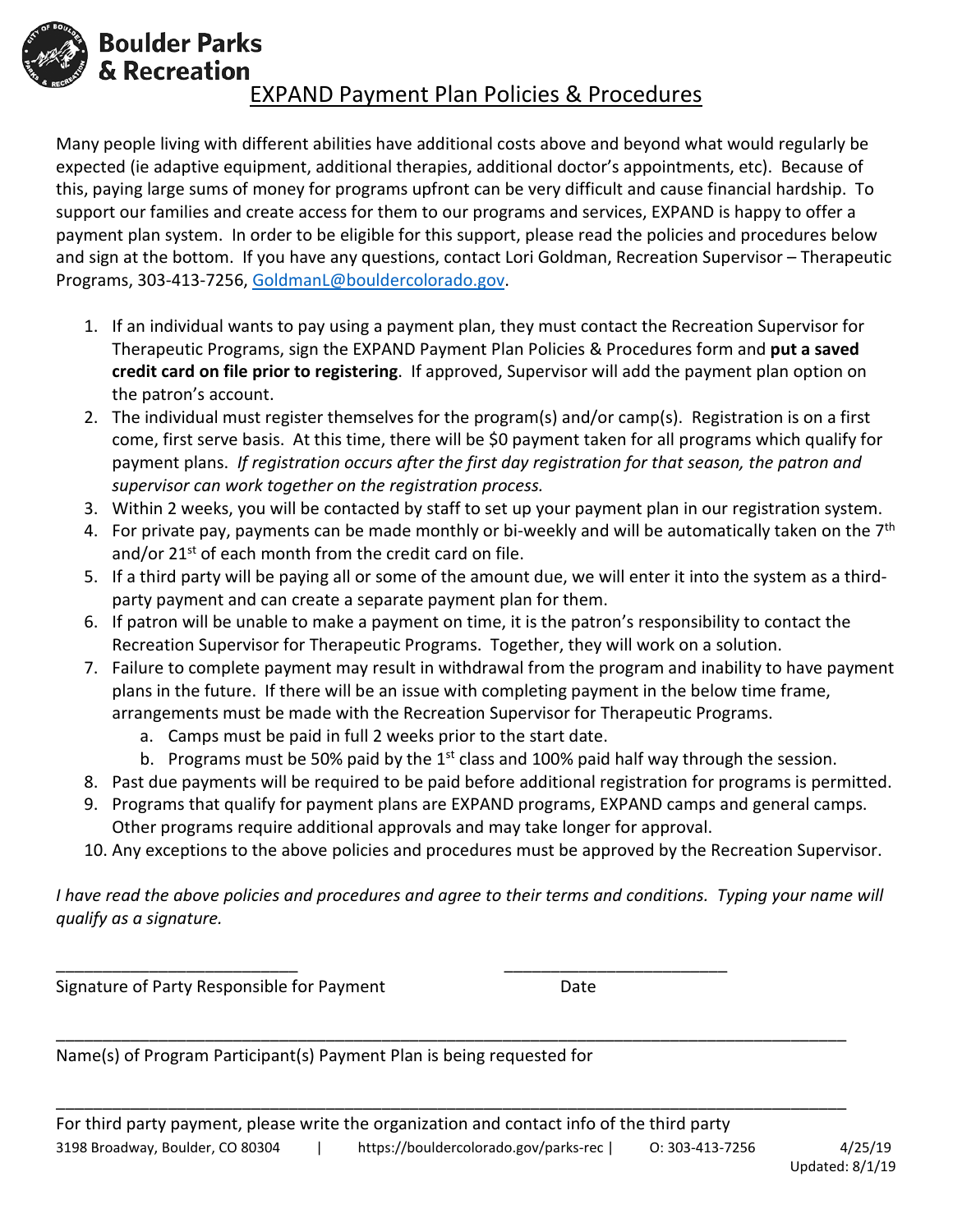# Boulder Parks & Recreation

## EXPAND Payment Plan Policies & Procedures

Many people living with different abilities have additional costs above and beyond what would regularly be expected (ie adaptive equipment, additional therapies, additional doctor's appointments, etc). Because of this, paying large sums of money for programs upfront can be very difficult and cause financial hardship. To support our families and create access for them to our programs and services, EXPAND is happy to offer a payment plan system. In order to be eligible for this support, please read the policies and procedures below and sign at the bottom. If you have any questions, contact Lori Goldman, Recreation Supervisor – Therapeutic Programs, 303-413-7256, GoldmanL@bouldercolorado.gov.

1. If an individual wants to pay using a payment plan, they must contact the Recreation Supervisor for Therapeutic Programs, sign the EXPAND Payment Plan Policies & Procedures form and **put a saved credit card on file prior to registering**. If approved, Supervisor will add the payment plan option on the patron's account.
2. The individual must register themselves for the program(s) and/or camp(s). Registration is on a first come, first serve basis. At this time, there will be $0 payment taken for all programs which qualify for payment plans. *If registration occurs after the first day registration for that season, the patron and supervisor can work together on the registration process.*
3. Within 2 weeks, you will be contacted by staff to set up your payment plan in our registration system.
4. For private pay, payments can be made monthly or bi-weekly and will be automatically taken on the 7th and/or 21st of each month from the credit card on file.
5. If a third party will be paying all or some of the amount due, we will enter it into the system as a third-party payment and can create a separate payment plan for them.
6. If patron will be unable to make a payment on time, it is the patron's responsibility to contact the Recreation Supervisor for Therapeutic Programs. Together, they will work on a solution.
7. Failure to complete payment may result in withdrawal from the program and inability to have payment plans in the future. If there will be an issue with completing payment in the below time frame, arrangements must be made with the Recreation Supervisor for Therapeutic Programs.
   a. Camps must be paid in full 2 weeks prior to the start date.
   b. Programs must be 50% paid by the 1st class and 100% paid half way through the session.
8. Past due payments will be required to be paid before additional registration for programs is permitted.
9. Programs that qualify for payment plans are EXPAND programs, EXPAND camps and general camps. Other programs require additional approvals and may take longer for approval.
10. Any exceptions to the above policies and procedures must be approved by the Recreation Supervisor.

*I have read the above policies and procedures and agree to their terms and conditions. Typing your name will qualify as a signature.*

\_\_\_\_\_\_\_\_\_\_\_\_\_\_\_\_\_\_\_\_\_\_\_\_\_\_ &nbsp;&nbsp;&nbsp;&nbsp;&nbsp;&nbsp;&nbsp;&nbsp; \_\_\_\_\_\_\_\_\_\_\_\_\_\_\_\_\_\_\_\_\_\_\_\_

Signature of Party Responsible for Payment &nbsp;&nbsp;&nbsp;&nbsp;&nbsp;&nbsp;&nbsp;&nbsp; Date

\_\_\_\_\_\_\_\_\_\_\_\_\_\_\_\_\_\_\_\_\_\_\_\_\_\_\_\_\_\_\_\_\_\_\_\_\_\_\_\_\_\_\_\_\_\_\_\_\_\_\_\_\_\_\_\_\_\_\_\_\_\_\_\_\_\_\_\_\_\_\_\_\_\_\_\_\_\_\_\_\_\_\_\_\_\_\_\_

Name(s) of Program Participant(s) Payment Plan is being requested for

\_\_\_\_\_\_\_\_\_\_\_\_\_\_\_\_\_\_\_\_\_\_\_\_\_\_\_\_\_\_\_\_\_\_\_\_\_\_\_\_\_\_\_\_\_\_\_\_\_\_\_\_\_\_\_\_\_\_\_\_\_\_\_\_\_\_\_\_\_\_\_\_\_\_\_\_\_\_\_\_\_\_\_\_\_\_\_\_

For third party payment, please write the organization and contact info of the third party

3198 Broadway, Boulder, CO 80304 | https://bouldercolorado.gov/parks-rec | O: 303-413-7256 &nbsp;&nbsp; 4/25/19
Updated: 8/1/19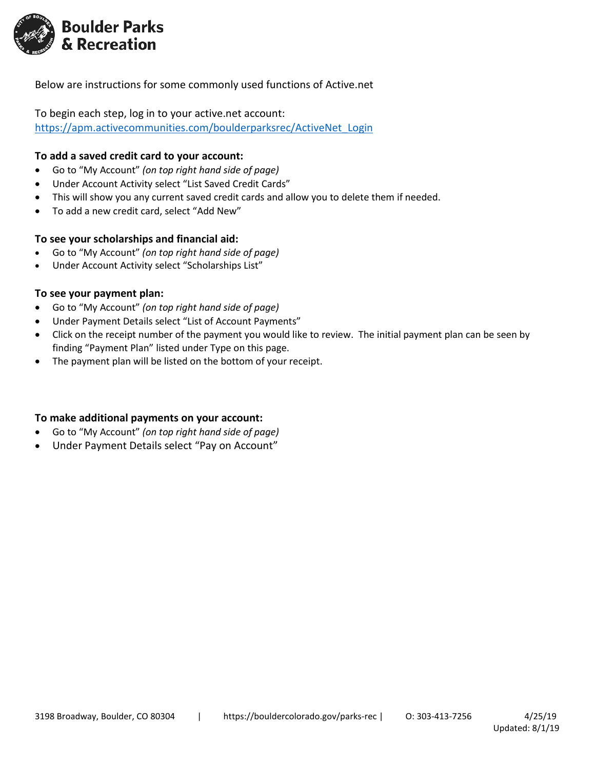# Boulder Parks & Recreation

Below are instructions for some commonly used functions of Active.net

To begin each step, log in to your active.net account:
https://apm.activecommunities.com/boulderparksrec/ActiveNet_Login

**To add a saved credit card to your account:**

- Go to “My Account” *(on top right hand side of page)*
- Under Account Activity select “List Saved Credit Cards”
- This will show you any current saved credit cards and allow you to delete them if needed.
- To add a new credit card, select “Add New”

**To see your scholarships and financial aid:**

- Go to “My Account” *(on top right hand side of page)*
- Under Account Activity select “Scholarships List”

**To see your payment plan:**

- Go to “My Account” *(on top right hand side of page)*
- Under Payment Details select “List of Account Payments”
- Click on the receipt number of the payment you would like to review. The initial payment plan can be seen by finding “Payment Plan” listed under Type on this page.
- The payment plan will be listed on the bottom of your receipt.

**To make additional payments on your account:**

- Go to “My Account” *(on top right hand side of page)*
- Under Payment Details select “Pay on Account”

3198 Broadway, Boulder, CO 80304 | https://bouldercolorado.gov/parks-rec | O: 303-413-7256 4/25/19
Updated: 8/1/19